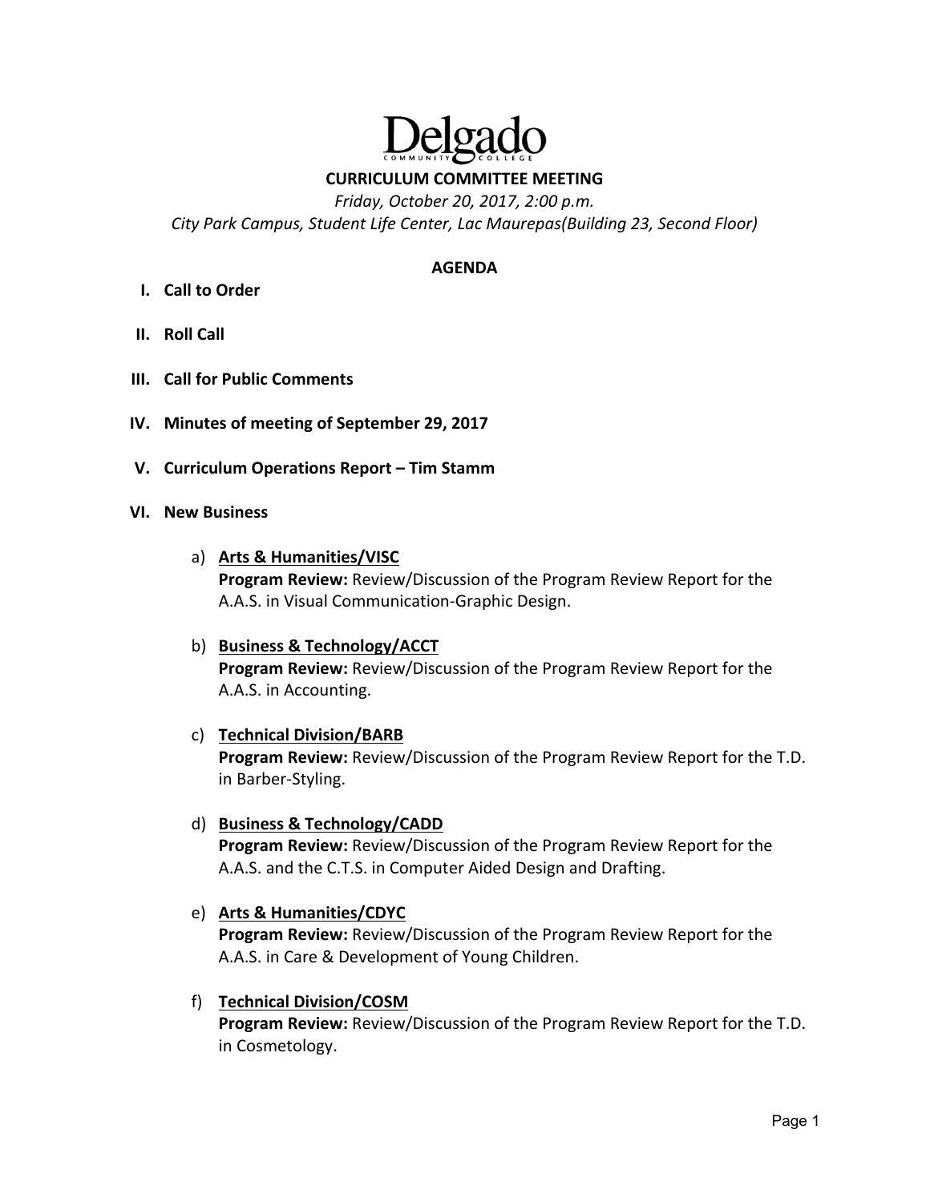# Delgado Community College

## CURRICULUM COMMITTEE MEETING

*Friday, October 20, 2017, 2:00 p.m.*
*City Park Campus, Student Life Center, Lac Maurepas(Building 23, Second Floor)*

### AGENDA

I. **Call to Order**

II. **Roll Call**

III. **Call for Public Comments**

IV. **Minutes of meeting of September 29, 2017**

V. **Curriculum Operations Report – Tim Stamm**

VI. **New Business**

a) **Arts & Humanities/VISC**
**Program Review:** Review/Discussion of the Program Review Report for the A.A.S. in Visual Communication-Graphic Design.

b) **Business & Technology/ACCT**
**Program Review:** Review/Discussion of the Program Review Report for the A.A.S. in Accounting.

c) **Technical Division/BARB**
**Program Review:** Review/Discussion of the Program Review Report for the T.D. in Barber-Styling.

d) **Business & Technology/CADD**
**Program Review:** Review/Discussion of the Program Review Report for the A.A.S. and the C.T.S. in Computer Aided Design and Drafting.

e) **Arts & Humanities/CDYC**
**Program Review:** Review/Discussion of the Program Review Report for the A.A.S. in Care & Development of Young Children.

f) **Technical Division/COSM**
**Program Review:** Review/Discussion of the Program Review Report for the T.D. in Cosmetology.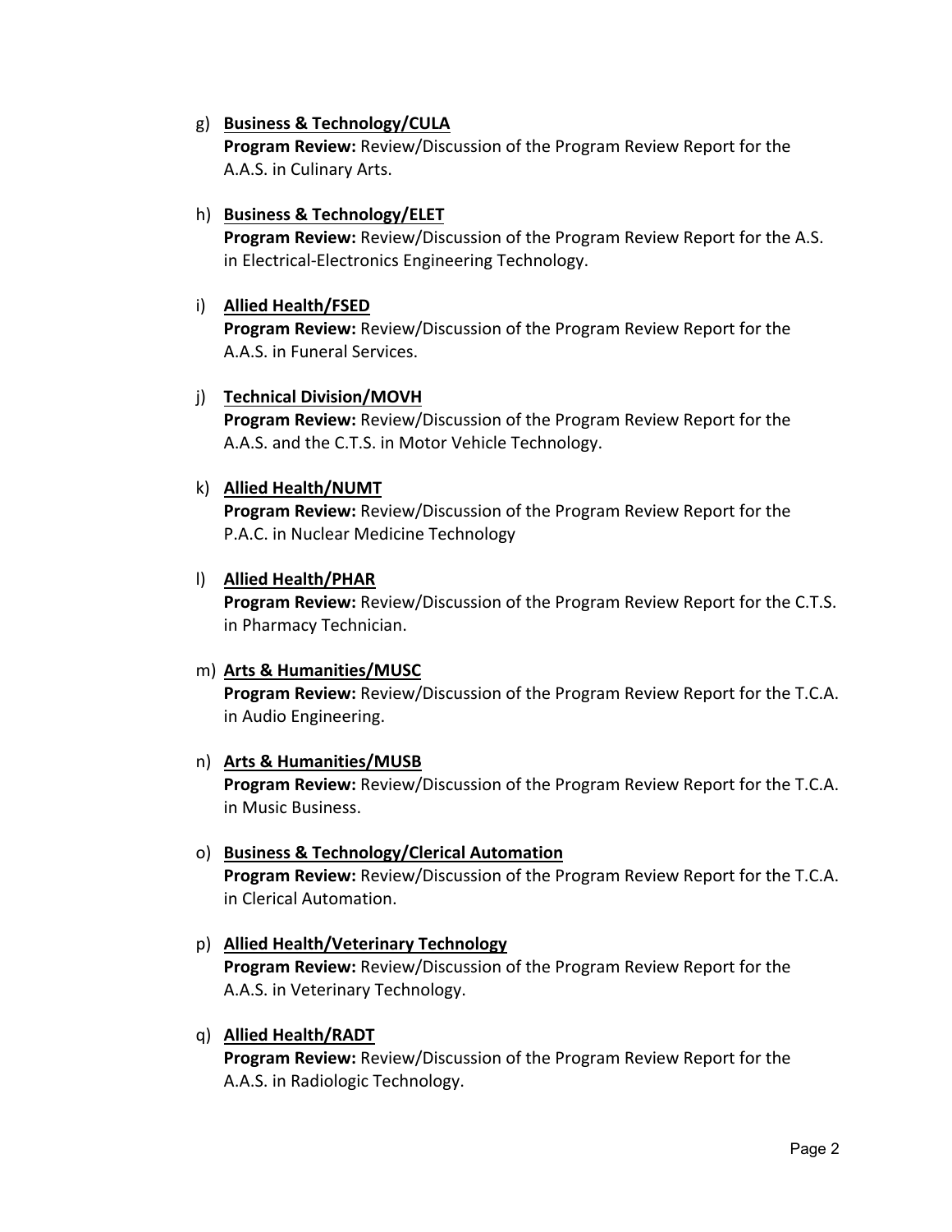g) **<u>Business & Technology/CULA</u>**
   **Program Review:** Review/Discussion of the Program Review Report for the A.A.S. in Culinary Arts.

h) **<u>Business & Technology/ELET</u>**
   **Program Review:** Review/Discussion of the Program Review Report for the A.S. in Electrical-Electronics Engineering Technology.

i) **<u>Allied Health/FSED</u>**
   **Program Review:** Review/Discussion of the Program Review Report for the A.A.S. in Funeral Services.

j) **<u>Technical Division/MOVH</u>**
   **Program Review:** Review/Discussion of the Program Review Report for the A.A.S. and the C.T.S. in Motor Vehicle Technology.

k) **<u>Allied Health/NUMT</u>**
   **Program Review:** Review/Discussion of the Program Review Report for the P.A.C. in Nuclear Medicine Technology

l) **<u>Allied Health/PHAR</u>**
   **Program Review:** Review/Discussion of the Program Review Report for the C.T.S. in Pharmacy Technician.

m) **<u>Arts & Humanities/MUSC</u>**
   **Program Review:** Review/Discussion of the Program Review Report for the T.C.A. in Audio Engineering.

n) **<u>Arts & Humanities/MUSB</u>**
   **Program Review:** Review/Discussion of the Program Review Report for the T.C.A. in Music Business.

o) **<u>Business & Technology/Clerical Automation</u>**
   **Program Review:** Review/Discussion of the Program Review Report for the T.C.A. in Clerical Automation.

p) **<u>Allied Health/Veterinary Technology</u>**
   **Program Review:** Review/Discussion of the Program Review Report for the A.A.S. in Veterinary Technology.

q) **<u>Allied Health/RADT</u>**
   **Program Review:** Review/Discussion of the Program Review Report for the A.A.S. in Radiologic Technology.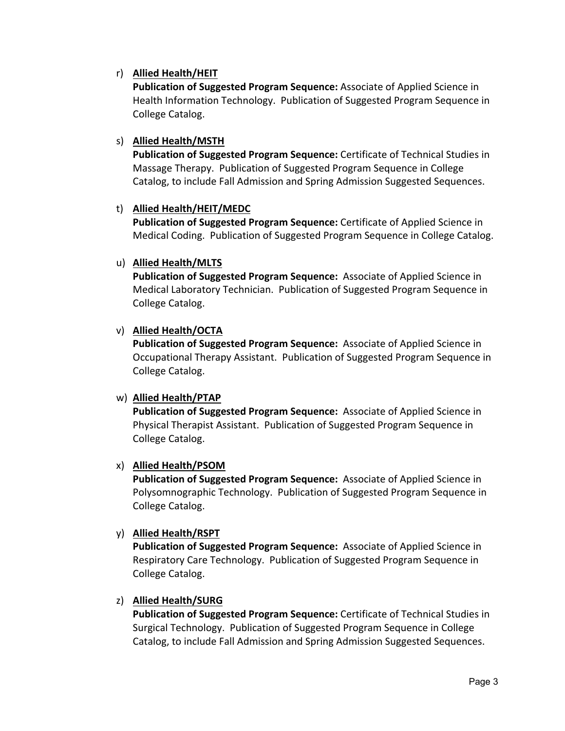r) **<u>Allied Health/HEIT</u>**
   **Publication of Suggested Program Sequence:** Associate of Applied Science in Health Information Technology. Publication of Suggested Program Sequence in College Catalog.

s) **<u>Allied Health/MSTH</u>**
   **Publication of Suggested Program Sequence:** Certificate of Technical Studies in Massage Therapy. Publication of Suggested Program Sequence in College Catalog, to include Fall Admission and Spring Admission Suggested Sequences.

t) **<u>Allied Health/HEIT/MEDC</u>**
   **Publication of Suggested Program Sequence:** Certificate of Applied Science in Medical Coding. Publication of Suggested Program Sequence in College Catalog.

u) **<u>Allied Health/MLTS</u>**
   **Publication of Suggested Program Sequence:** Associate of Applied Science in Medical Laboratory Technician. Publication of Suggested Program Sequence in College Catalog.

v) **<u>Allied Health/OCTA</u>**
   **Publication of Suggested Program Sequence:** Associate of Applied Science in Occupational Therapy Assistant. Publication of Suggested Program Sequence in College Catalog.

w) **<u>Allied Health/PTAP</u>**
   **Publication of Suggested Program Sequence:** Associate of Applied Science in Physical Therapist Assistant. Publication of Suggested Program Sequence in College Catalog.

x) **<u>Allied Health/PSOM</u>**
   **Publication of Suggested Program Sequence:** Associate of Applied Science in Polysomnographic Technology. Publication of Suggested Program Sequence in College Catalog.

y) **<u>Allied Health/RSPT</u>**
   **Publication of Suggested Program Sequence:** Associate of Applied Science in Respiratory Care Technology. Publication of Suggested Program Sequence in College Catalog.

z) **<u>Allied Health/SURG</u>**
   **Publication of Suggested Program Sequence:** Certificate of Technical Studies in Surgical Technology. Publication of Suggested Program Sequence in College Catalog, to include Fall Admission and Spring Admission Suggested Sequences.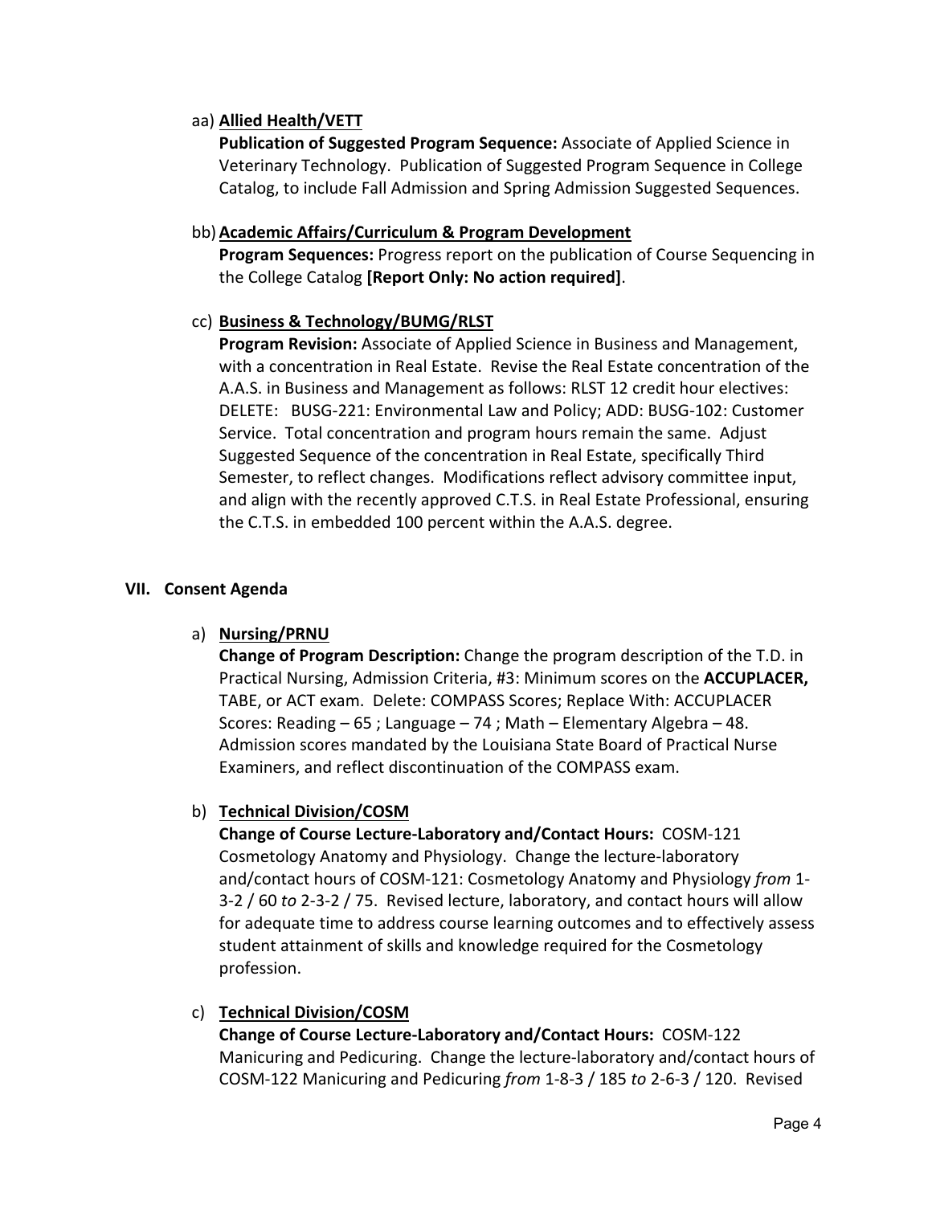aa) **Allied Health/VETT**

**Publication of Suggested Program Sequence:** Associate of Applied Science in Veterinary Technology. Publication of Suggested Program Sequence in College Catalog, to include Fall Admission and Spring Admission Suggested Sequences.

bb) **Academic Affairs/Curriculum & Program Development**

**Program Sequences:** Progress report on the publication of Course Sequencing in the College Catalog **[Report Only: No action required]**.

cc) **Business & Technology/BUMG/RLST**

**Program Revision:** Associate of Applied Science in Business and Management, with a concentration in Real Estate. Revise the Real Estate concentration of the A.A.S. in Business and Management as follows: RLST 12 credit hour electives: DELETE: BUSG-221: Environmental Law and Policy; ADD: BUSG-102: Customer Service. Total concentration and program hours remain the same. Adjust Suggested Sequence of the concentration in Real Estate, specifically Third Semester, to reflect changes. Modifications reflect advisory committee input, and align with the recently approved C.T.S. in Real Estate Professional, ensuring the C.T.S. in embedded 100 percent within the A.A.S. degree.

## VII. Consent Agenda

a) **Nursing/PRNU**

**Change of Program Description:** Change the program description of the T.D. in Practical Nursing, Admission Criteria, #3: Minimum scores on the **ACCUPLACER,** TABE, or ACT exam. Delete: COMPASS Scores; Replace With: ACCUPLACER Scores: Reading – 65 ; Language – 74 ; Math – Elementary Algebra – 48. Admission scores mandated by the Louisiana State Board of Practical Nurse Examiners, and reflect discontinuation of the COMPASS exam.

b) **Technical Division/COSM**

**Change of Course Lecture-Laboratory and/Contact Hours:** COSM-121 Cosmetology Anatomy and Physiology. Change the lecture-laboratory and/contact hours of COSM-121: Cosmetology Anatomy and Physiology *from* 1-3-2 / 60 *to* 2-3-2 / 75. Revised lecture, laboratory, and contact hours will allow for adequate time to address course learning outcomes and to effectively assess student attainment of skills and knowledge required for the Cosmetology profession.

c) **Technical Division/COSM**

**Change of Course Lecture-Laboratory and/Contact Hours:** COSM-122 Manicuring and Pedicuring. Change the lecture-laboratory and/contact hours of COSM-122 Manicuring and Pedicuring *from* 1-8-3 / 185 *to* 2-6-3 / 120. Revised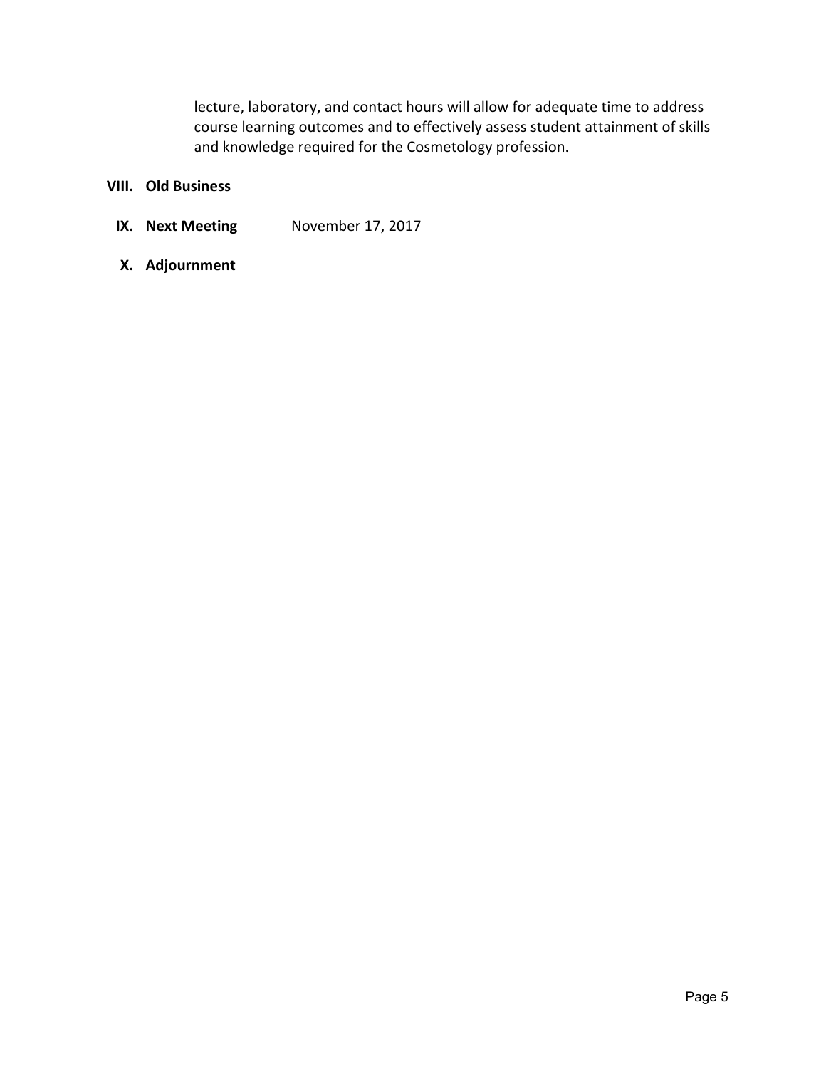lecture, laboratory, and contact hours will allow for adequate time to address course learning outcomes and to effectively assess student attainment of skills and knowledge required for the Cosmetology profession.

**VIII. Old Business**

**IX. Next Meeting** November 17, 2017

**X. Adjournment**